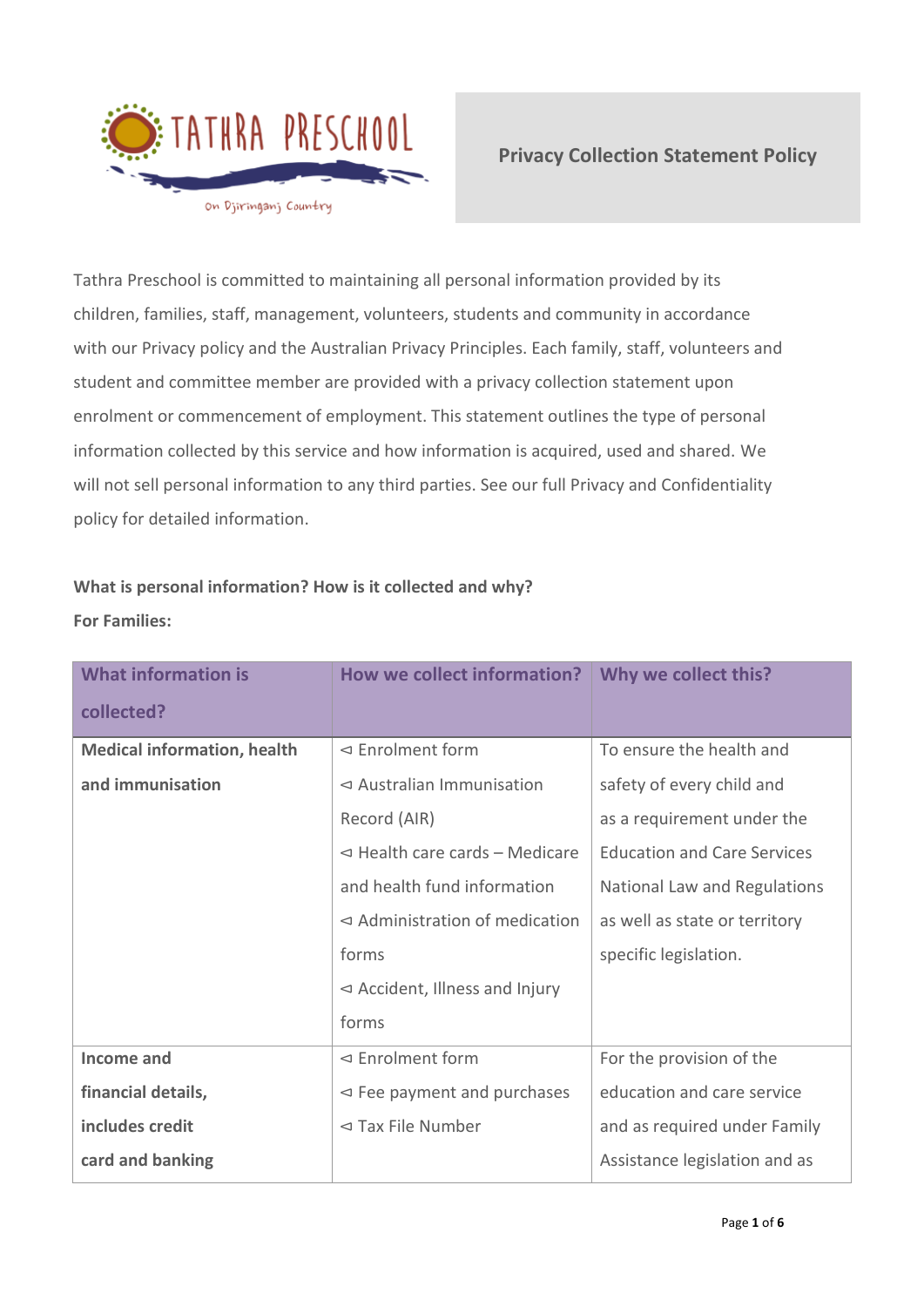# Privacy Collection Statement Policy

Tathra Preschool is committed to maintaining all personal information provided by its children, families, staff, management, volunteers, students and community in accordance with our Privacy policy and the Australian Privacy Principles. Each family, staff, volunteers and student and committee member are provided with a privacy collection statement upon enrolment or commencement of employment. This statement outlines the type of personal information collected by this service and how information is acquired, used and shared. We will not sell personal information to any third parties. See our full Privacy and Confidentiality policy for detailed information.

**What is personal information? How is it collected and why?**

**For Families:**

| What information is collected? | How we collect information? | Why we collect this? |
|---|---|---|
| **Medical information, health and immunisation** | ⊲ Enrolment form<br>⊲ Australian Immunisation Record (AIR)<br>⊲ Health care cards – Medicare and health fund information<br>⊲ Administration of medication forms<br>⊲ Accident, Illness and Injury forms | To ensure the health and safety of every child and as a requirement under the Education and Care Services National Law and Regulations as well as state or territory specific legislation. |
| **Income and financial details, includes credit card and banking** | ⊲ Enrolment form<br>⊲ Fee payment and purchases<br>⊲ Tax File Number | For the provision of the education and care service and as required under Family Assistance legislation and as |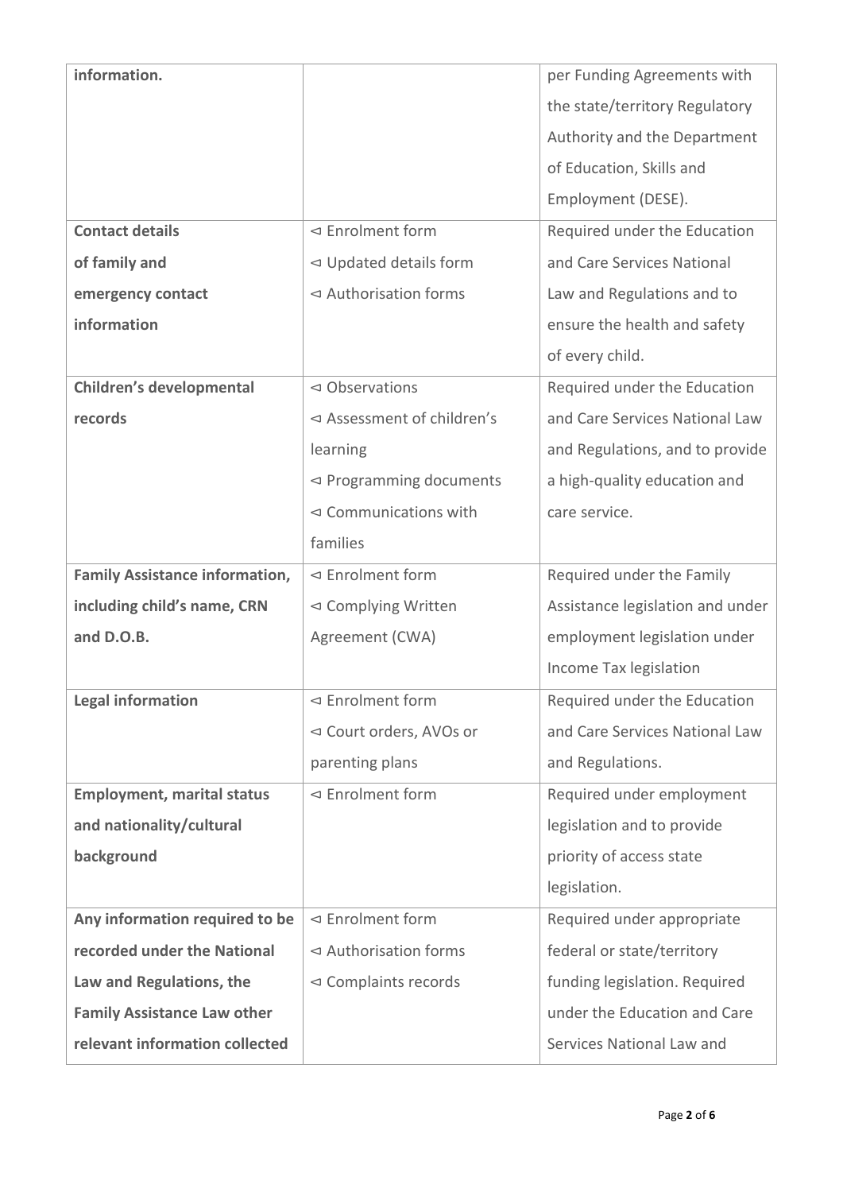| **information.** | | per Funding Agreements with the state/territory Regulatory Authority and the Department of Education, Skills and Employment (DESE). |
|---|---|---|
| **Contact details of family and emergency contact information** | ⊲ Enrolment form<br>⊲ Updated details form<br>⊲ Authorisation forms | Required under the Education and Care Services National Law and Regulations and to ensure the health and safety of every child. |
| **Children's developmental records** | ⊲ Observations<br>⊲ Assessment of children's learning<br>⊲ Programming documents<br>⊲ Communications with families | Required under the Education and Care Services National Law and Regulations, and to provide a high-quality education and care service. |
| **Family Assistance information, including child's name, CRN and D.O.B.** | ⊲ Enrolment form<br>⊲ Complying Written Agreement (CWA) | Required under the Family Assistance legislation and under employment legislation under Income Tax legislation |
| **Legal information** | ⊲ Enrolment form<br>⊲ Court orders, AVOs or parenting plans | Required under the Education and Care Services National Law and Regulations. |
| **Employment, marital status and nationality/cultural background** | ⊲ Enrolment form | Required under employment legislation and to provide priority of access state legislation. |
| **Any information required to be recorded under the National Law and Regulations, the Family Assistance Law other relevant information collected** | ⊲ Enrolment form<br>⊲ Authorisation forms<br>⊲ Complaints records | Required under appropriate federal or state/territory funding legislation. Required under the Education and Care Services National Law and |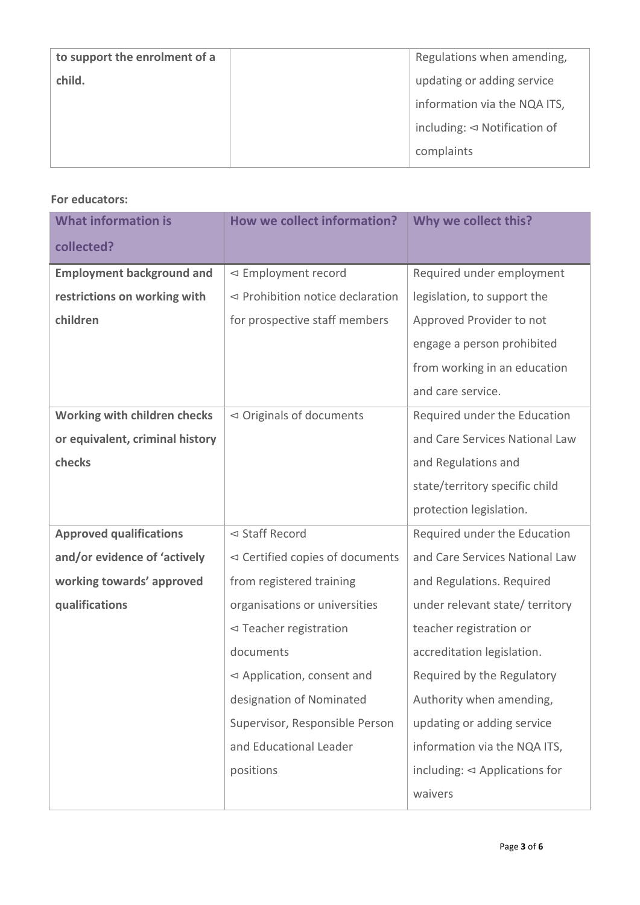| | | |
|---|---|---|
| **to support the enrolment of a child.** | | Regulations when amending, updating or adding service information via the NQA ITS, including: ⊲ Notification of complaints |

**For educators:**

| What information is collected? | How we collect information? | Why we collect this? |
|---|---|---|
| **Employment background and restrictions on working with children** | ⊲ Employment record<br>⊲ Prohibition notice declaration for prospective staff members | Required under employment legislation, to support the Approved Provider to not engage a person prohibited from working in an education and care service. |
| **Working with children checks or equivalent, criminal history checks** | ⊲ Originals of documents | Required under the Education and Care Services National Law and Regulations and state/territory specific child protection legislation. |
| **Approved qualifications and/or evidence of 'actively working towards' approved qualifications** | ⊲ Staff Record<br>⊲ Certified copies of documents from registered training organisations or universities<br>⊲ Teacher registration documents<br>⊲ Application, consent and designation of Nominated Supervisor, Responsible Person and Educational Leader positions | Required under the Education and Care Services National Law and Regulations. Required under relevant state/ territory teacher registration or accreditation legislation. Required by the Regulatory Authority when amending, updating or adding service information via the NQA ITS, including: ⊲ Applications for waivers |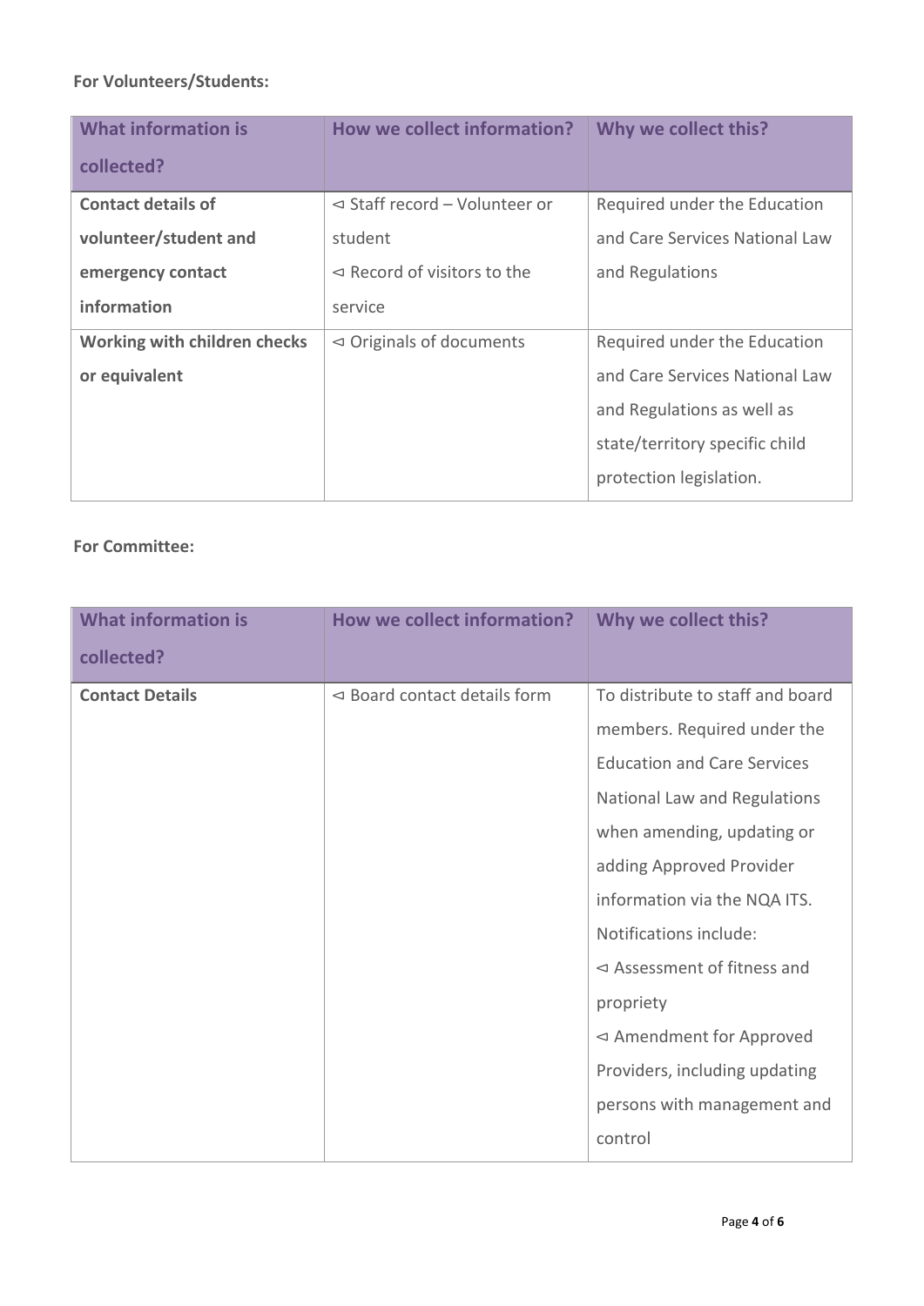**For Volunteers/Students:**

| What information is collected? | How we collect information? | Why we collect this? |
|---|---|---|
| **Contact details of volunteer/student and emergency contact information** | ⊲ Staff record – Volunteer or student<br>⊲ Record of visitors to the service | Required under the Education and Care Services National Law and Regulations |
| **Working with children checks or equivalent** | ⊲ Originals of documents | Required under the Education and Care Services National Law and Regulations as well as state/territory specific child protection legislation. |

**For Committee:**

| What information is collected? | How we collect information? | Why we collect this? |
|---|---|---|
| **Contact Details** | ⊲ Board contact details form | To distribute to staff and board members. Required under the Education and Care Services National Law and Regulations when amending, updating or adding Approved Provider information via the NQA ITS. Notifications include:<br>⊲ Assessment of fitness and propriety<br>⊲ Amendment for Approved Providers, including updating persons with management and control |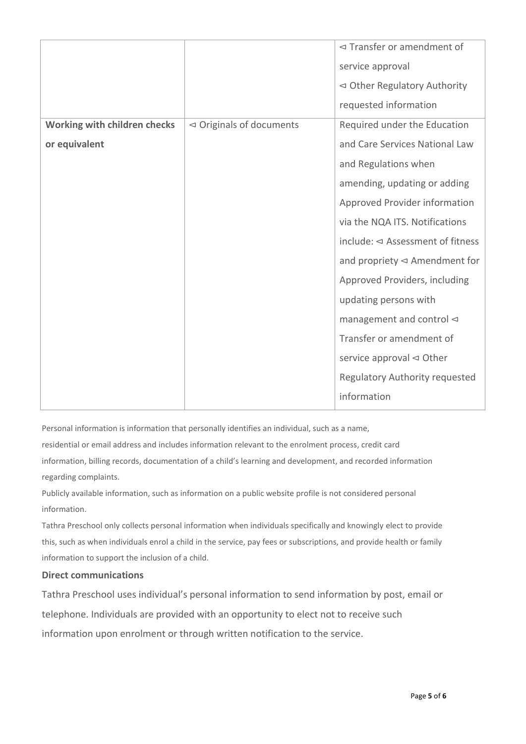| | | |
|---|---|---|
| | | ⊲ Transfer or amendment of service approval<br>⊲ Other Regulatory Authority requested information |
| **Working with children checks or equivalent** | ⊲ Originals of documents | Required under the Education and Care Services National Law and Regulations when amending, updating or adding Approved Provider information via the NQA ITS. Notifications include: ⊲ Assessment of fitness and propriety ⊲ Amendment for Approved Providers, including updating persons with management and control ⊲ Transfer or amendment of service approval ⊲ Other Regulatory Authority requested information |

Personal information is information that personally identifies an individual, such as a name, residential or email address and includes information relevant to the enrolment process, credit card information, billing records, documentation of a child's learning and development, and recorded information regarding complaints.

Publicly available information, such as information on a public website profile is not considered personal information.

Tathra Preschool only collects personal information when individuals specifically and knowingly elect to provide this, such as when individuals enrol a child in the service, pay fees or subscriptions, and provide health or family information to support the inclusion of a child.

### Direct communications

Tathra Preschool uses individual's personal information to send information by post, email or telephone. Individuals are provided with an opportunity to elect not to receive such information upon enrolment or through written notification to the service.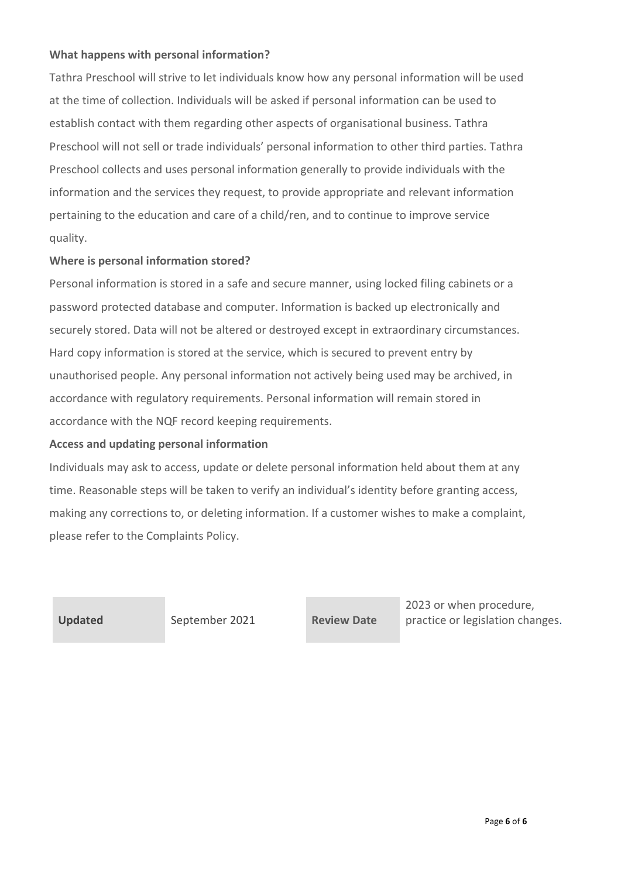**What happens with personal information?**

Tathra Preschool will strive to let individuals know how any personal information will be used at the time of collection. Individuals will be asked if personal information can be used to establish contact with them regarding other aspects of organisational business. Tathra Preschool will not sell or trade individuals' personal information to other third parties. Tathra Preschool collects and uses personal information generally to provide individuals with the information and the services they request, to provide appropriate and relevant information pertaining to the education and care of a child/ren, and to continue to improve service quality.

**Where is personal information stored?**

Personal information is stored in a safe and secure manner, using locked filing cabinets or a password protected database and computer. Information is backed up electronically and securely stored. Data will not be altered or destroyed except in extraordinary circumstances. Hard copy information is stored at the service, which is secured to prevent entry by unauthorised people. Any personal information not actively being used may be archived, in accordance with regulatory requirements. Personal information will remain stored in accordance with the NQF record keeping requirements.

**Access and updating personal information**

Individuals may ask to access, update or delete personal information held about them at any time. Reasonable steps will be taken to verify an individual's identity before granting access, making any corrections to, or deleting information. If a customer wishes to make a complaint, please refer to the Complaints Policy.

| | | | |
|---|---|---|---|
| **Updated** | September 2021 | **Review Date** | 2023 or when procedure, practice or legislation changes. |